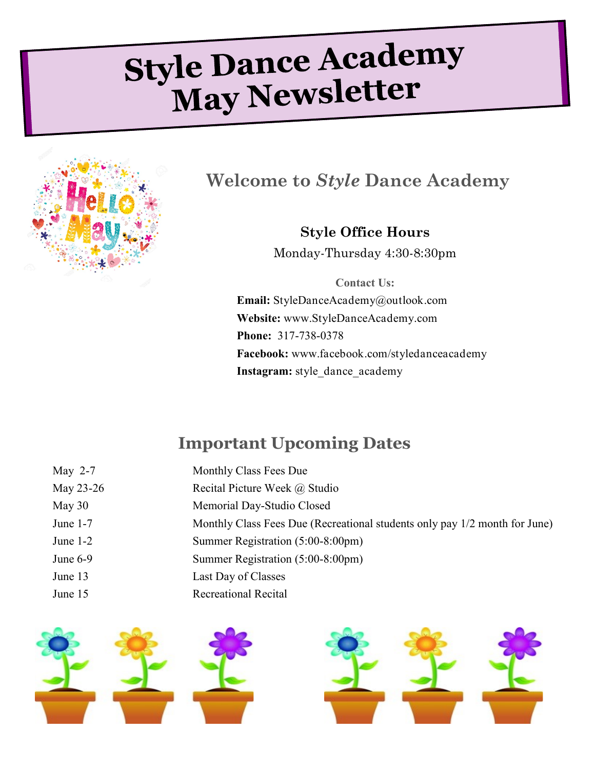# Style Dance Academy May Newsletter

## Welcome to *Style* Dance Academy

### Style Office Hours

Monday-Thursday 4:30-8:30pm

**Contact Us:**

**Email:** StyleDanceAcademy@outlook.com
**Website:** www.StyleDanceAcademy.com
**Phone:** 317-738-0378
**Facebook:** www.facebook.com/styledanceacademy
**Instagram:** style_dance_academy

## Important Upcoming Dates

| | |
|---|---|
| May 2-7 | Monthly Class Fees Due |
| May 23-26 | Recital Picture Week @ Studio |
| May 30 | Memorial Day-Studio Closed |
| June 1-7 | Monthly Class Fees Due (Recreational students only pay 1/2 month for June) |
| June 1-2 | Summer Registration (5:00-8:00pm) |
| June 6-9 | Summer Registration (5:00-8:00pm) |
| June 13 | Last Day of Classes |
| June 15 | Recreational Recital |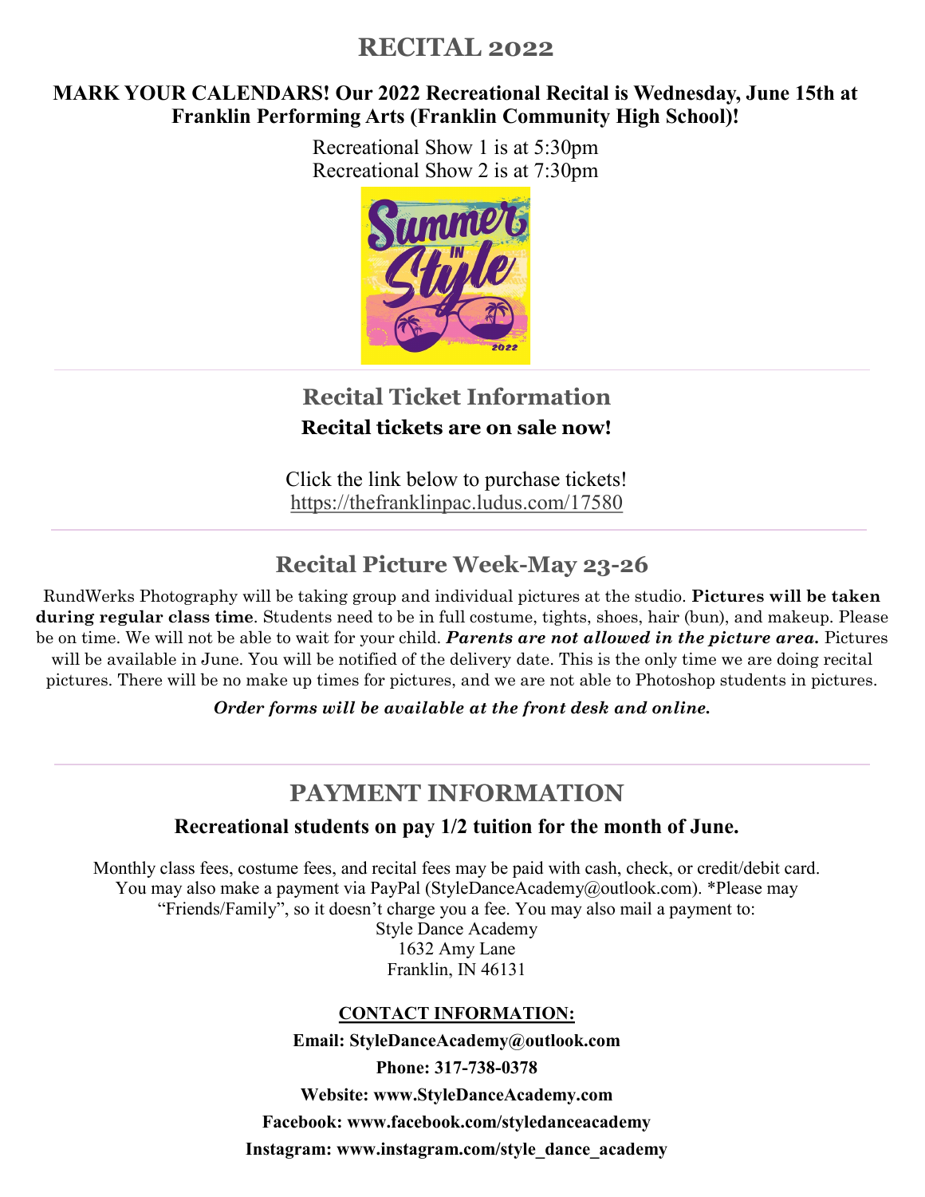# RECITAL 2022

**MARK YOUR CALENDARS! Our 2022 Recreational Recital is Wednesday, June 15th at Franklin Performing Arts (Franklin Community High School)!**

Recreational Show 1 is at 5:30pm
Recreational Show 2 is at 7:30pm

## Recital Ticket Information

**Recital tickets are on sale now!**

Click the link below to purchase tickets!
https://thefranklinpac.ludus.com/17580

## Recital Picture Week-May 23-26

RundWerks Photography will be taking group and individual pictures at the studio. **Pictures will be taken during regular class time**. Students need to be in full costume, tights, shoes, hair (bun), and makeup. Please be on time. We will not be able to wait for your child. ***Parents are not allowed in the picture area.*** Pictures will be available in June. You will be notified of the delivery date. This is the only time we are doing recital pictures. There will be no make up times for pictures, and we are not able to Photoshop students in pictures.

***Order forms will be available at the front desk and online.***

## PAYMENT INFORMATION

**Recreational students on pay 1/2 tuition for the month of June.**

Monthly class fees, costume fees, and recital fees may be paid with cash, check, or credit/debit card. You may also make a payment via PayPal (StyleDanceAcademy@outlook.com). *Please may "Friends/Family", so it doesn't charge you a fee. You may also mail a payment to:

Style Dance Academy
1632 Amy Lane
Franklin, IN 46131

**CONTACT INFORMATION:**

**Email: StyleDanceAcademy@outlook.com**

**Phone: 317-738-0378**

**Website: www.StyleDanceAcademy.com**

**Facebook: www.facebook.com/styledanceacademy**

**Instagram: www.instagram.com/style_dance_academy**